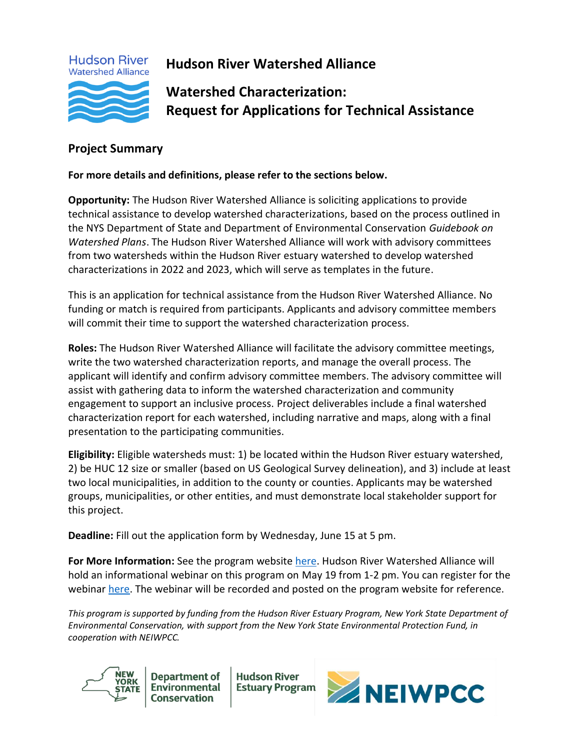# Hudson River Watershed Alliance

## Watershed Characterization: Request for Applications for Technical Assistance

## Project Summary

**For more details and definitions, please refer to the sections below.**

**Opportunity:** The Hudson River Watershed Alliance is soliciting applications to provide technical assistance to develop watershed characterizations, based on the process outlined in the NYS Department of State and Department of Environmental Conservation *Guidebook on Watershed Plans*. The Hudson River Watershed Alliance will work with advisory committees from two watersheds within the Hudson River estuary watershed to develop watershed characterizations in 2022 and 2023, which will serve as templates in the future.

This is an application for technical assistance from the Hudson River Watershed Alliance. No funding or match is required from participants. Applicants and advisory committee members will commit their time to support the watershed characterization process.

**Roles:** The Hudson River Watershed Alliance will facilitate the advisory committee meetings, write the two watershed characterization reports, and manage the overall process. The applicant will identify and confirm advisory committee members. The advisory committee will assist with gathering data to inform the watershed characterization and community engagement to support an inclusive process. Project deliverables include a final watershed characterization report for each watershed, including narrative and maps, along with a final presentation to the participating communities.

**Eligibility:** Eligible watersheds must: 1) be located within the Hudson River estuary watershed, 2) be HUC 12 size or smaller (based on US Geological Survey delineation), and 3) include at least two local municipalities, in addition to the county or counties. Applicants may be watershed groups, municipalities, or other entities, and must demonstrate local stakeholder support for this project.

**Deadline:** Fill out the application form by Wednesday, June 15 at 5 pm.

**For More Information:** See the program website here. Hudson River Watershed Alliance will hold an informational webinar on this program on May 19 from 1-2 pm. You can register for the webinar here. The webinar will be recorded and posted on the program website for reference.

*This program is supported by funding from the Hudson River Estuary Program, New York State Department of Environmental Conservation, with support from the New York State Environmental Protection Fund, in cooperation with NEIWPCC.*

New York State Department of Environmental Conservation | Hudson River Estuary Program | NEIWPCC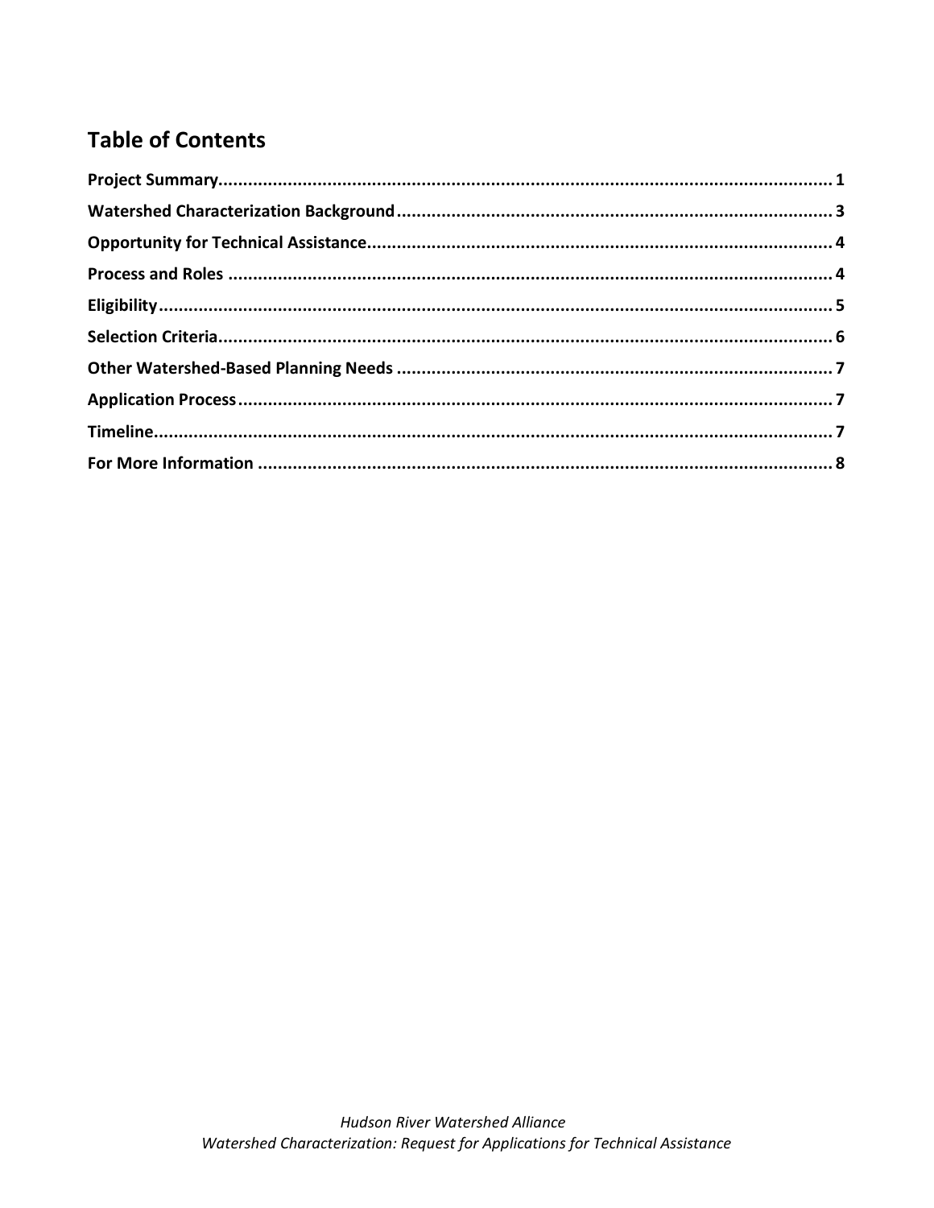## Table of Contents

Project Summary ..... 1
Watershed Characterization Background ..... 3
Opportunity for Technical Assistance ..... 4
Process and Roles ..... 4
Eligibility ..... 5
Selection Criteria ..... 6
Other Watershed-Based Planning Needs ..... 7
Application Process ..... 7
Timeline ..... 7
For More Information ..... 8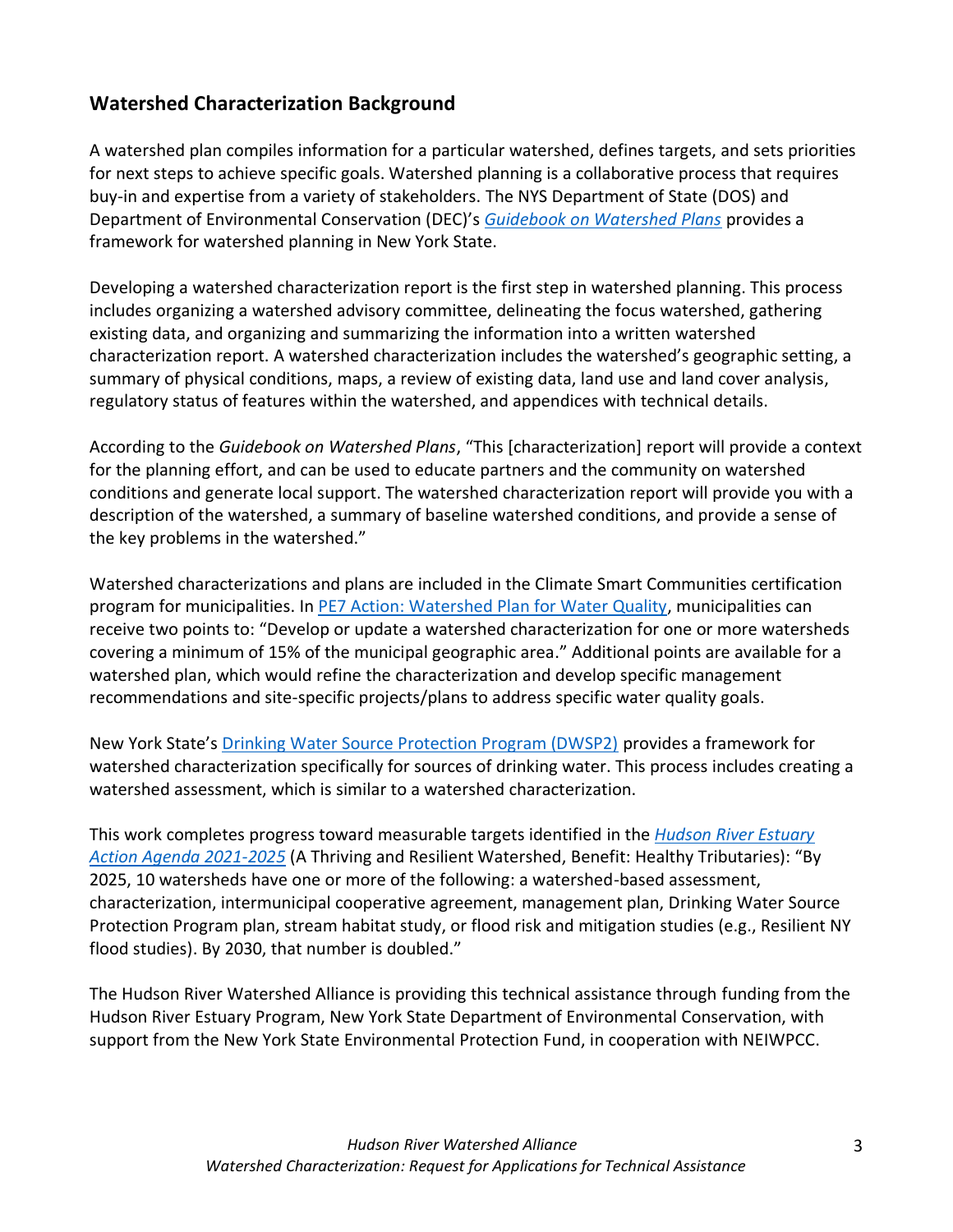## Watershed Characterization Background

A watershed plan compiles information for a particular watershed, defines targets, and sets priorities for next steps to achieve specific goals. Watershed planning is a collaborative process that requires buy-in and expertise from a variety of stakeholders. The NYS Department of State (DOS) and Department of Environmental Conservation (DEC)'s *Guidebook on Watershed Plans* provides a framework for watershed planning in New York State.

Developing a watershed characterization report is the first step in watershed planning. This process includes organizing a watershed advisory committee, delineating the focus watershed, gathering existing data, and organizing and summarizing the information into a written watershed characterization report. A watershed characterization includes the watershed's geographic setting, a summary of physical conditions, maps, a review of existing data, land use and land cover analysis, regulatory status of features within the watershed, and appendices with technical details.

According to the *Guidebook on Watershed Plans*, "This [characterization] report will provide a context for the planning effort, and can be used to educate partners and the community on watershed conditions and generate local support. The watershed characterization report will provide you with a description of the watershed, a summary of baseline watershed conditions, and provide a sense of the key problems in the watershed."

Watershed characterizations and plans are included in the Climate Smart Communities certification program for municipalities. In PE7 Action: Watershed Plan for Water Quality, municipalities can receive two points to: "Develop or update a watershed characterization for one or more watersheds covering a minimum of 15% of the municipal geographic area." Additional points are available for a watershed plan, which would refine the characterization and develop specific management recommendations and site-specific projects/plans to address specific water quality goals.

New York State's Drinking Water Source Protection Program (DWSP2) provides a framework for watershed characterization specifically for sources of drinking water. This process includes creating a watershed assessment, which is similar to a watershed characterization.

This work completes progress toward measurable targets identified in the *Hudson River Estuary Action Agenda 2021-2025* (A Thriving and Resilient Watershed, Benefit: Healthy Tributaries): "By 2025, 10 watersheds have one or more of the following: a watershed-based assessment, characterization, intermunicipal cooperative agreement, management plan, Drinking Water Source Protection Program plan, stream habitat study, or flood risk and mitigation studies (e.g., Resilient NY flood studies). By 2030, that number is doubled."

The Hudson River Watershed Alliance is providing this technical assistance through funding from the Hudson River Estuary Program, New York State Department of Environmental Conservation, with support from the New York State Environmental Protection Fund, in cooperation with NEIWPCC.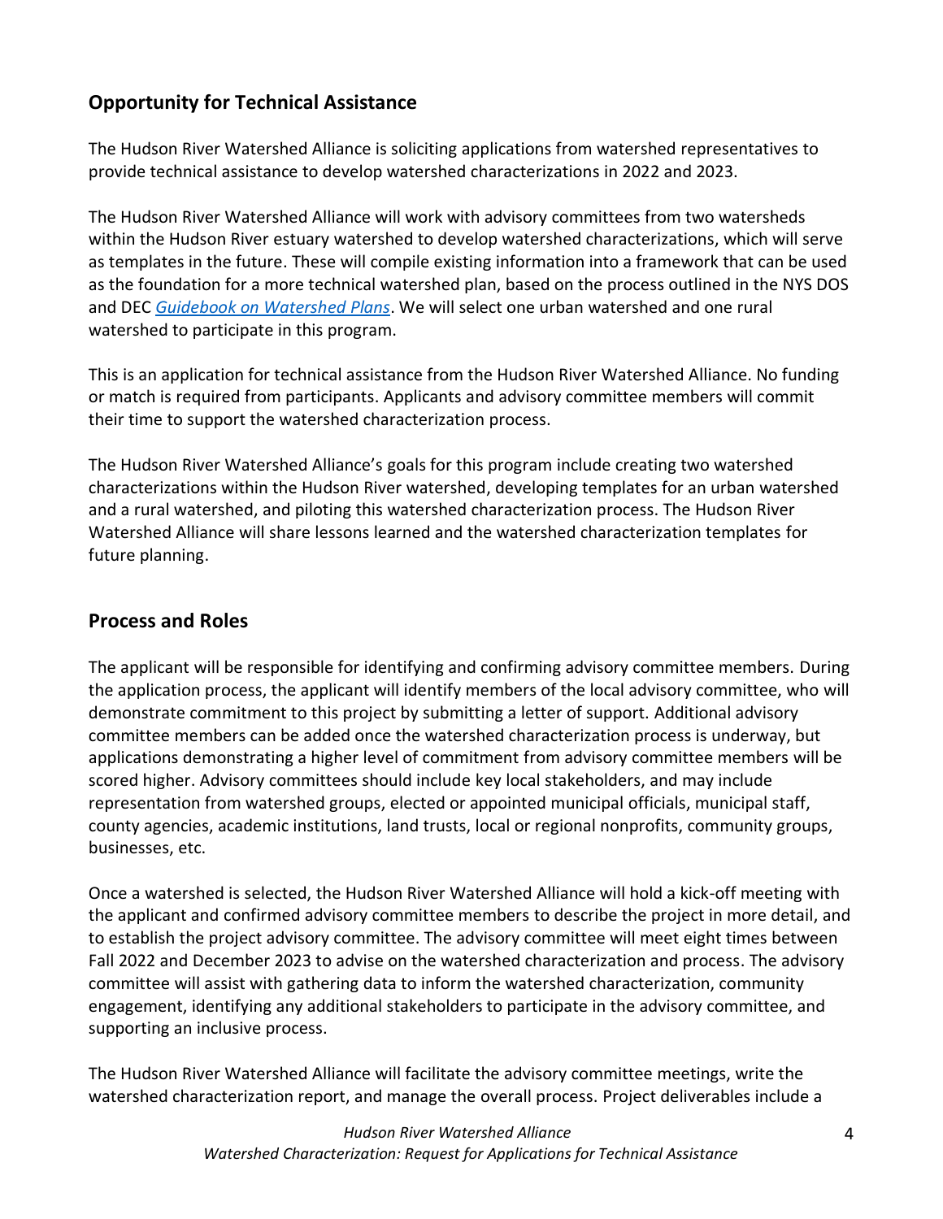## Opportunity for Technical Assistance

The Hudson River Watershed Alliance is soliciting applications from watershed representatives to provide technical assistance to develop watershed characterizations in 2022 and 2023.

The Hudson River Watershed Alliance will work with advisory committees from two watersheds within the Hudson River estuary watershed to develop watershed characterizations, which will serve as templates in the future. These will compile existing information into a framework that can be used as the foundation for a more technical watershed plan, based on the process outlined in the NYS DOS and DEC *Guidebook on Watershed Plans*. We will select one urban watershed and one rural watershed to participate in this program.

This is an application for technical assistance from the Hudson River Watershed Alliance. No funding or match is required from participants. Applicants and advisory committee members will commit their time to support the watershed characterization process.

The Hudson River Watershed Alliance's goals for this program include creating two watershed characterizations within the Hudson River watershed, developing templates for an urban watershed and a rural watershed, and piloting this watershed characterization process. The Hudson River Watershed Alliance will share lessons learned and the watershed characterization templates for future planning.

## Process and Roles

The applicant will be responsible for identifying and confirming advisory committee members. During the application process, the applicant will identify members of the local advisory committee, who will demonstrate commitment to this project by submitting a letter of support. Additional advisory committee members can be added once the watershed characterization process is underway, but applications demonstrating a higher level of commitment from advisory committee members will be scored higher. Advisory committees should include key local stakeholders, and may include representation from watershed groups, elected or appointed municipal officials, municipal staff, county agencies, academic institutions, land trusts, local or regional nonprofits, community groups, businesses, etc.

Once a watershed is selected, the Hudson River Watershed Alliance will hold a kick-off meeting with the applicant and confirmed advisory committee members to describe the project in more detail, and to establish the project advisory committee. The advisory committee will meet eight times between Fall 2022 and December 2023 to advise on the watershed characterization and process. The advisory committee will assist with gathering data to inform the watershed characterization, community engagement, identifying any additional stakeholders to participate in the advisory committee, and supporting an inclusive process.

The Hudson River Watershed Alliance will facilitate the advisory committee meetings, write the watershed characterization report, and manage the overall process. Project deliverables include a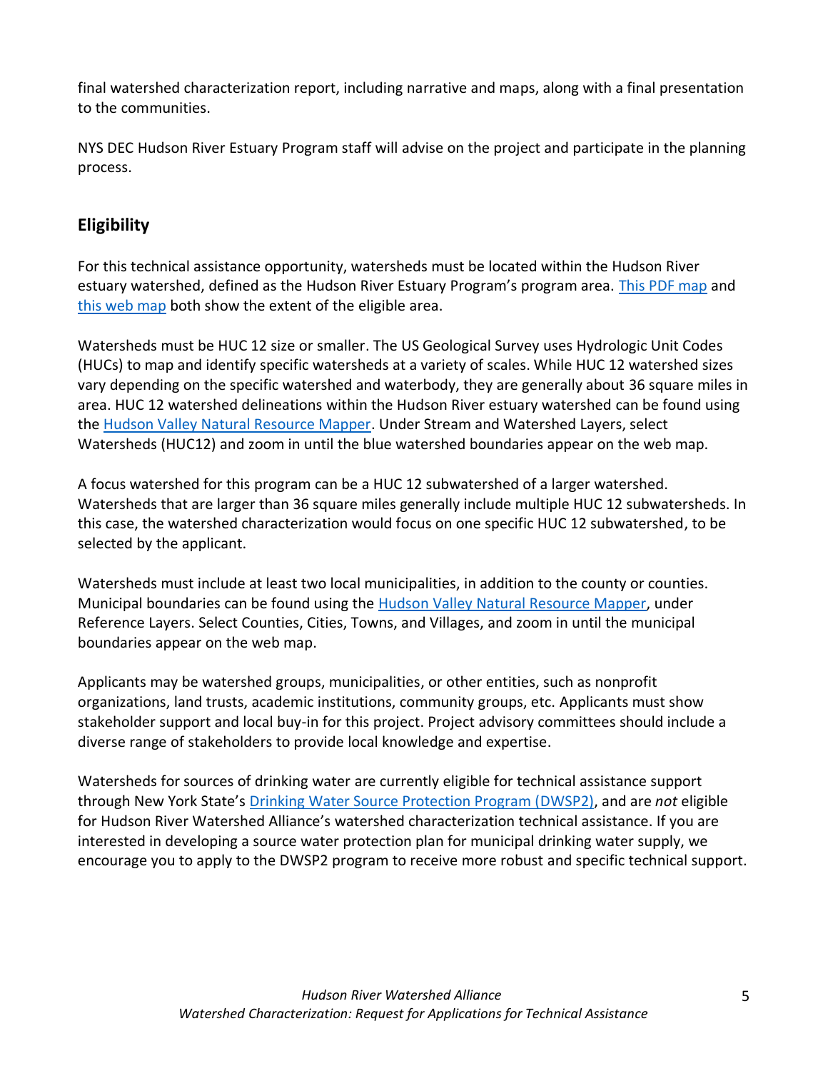final watershed characterization report, including narrative and maps, along with a final presentation to the communities.

NYS DEC Hudson River Estuary Program staff will advise on the project and participate in the planning process.

## Eligibility

For this technical assistance opportunity, watersheds must be located within the Hudson River estuary watershed, defined as the Hudson River Estuary Program's program area. This PDF map and this web map both show the extent of the eligible area.

Watersheds must be HUC 12 size or smaller. The US Geological Survey uses Hydrologic Unit Codes (HUCs) to map and identify specific watersheds at a variety of scales. While HUC 12 watershed sizes vary depending on the specific watershed and waterbody, they are generally about 36 square miles in area. HUC 12 watershed delineations within the Hudson River estuary watershed can be found using the Hudson Valley Natural Resource Mapper. Under Stream and Watershed Layers, select Watersheds (HUC12) and zoom in until the blue watershed boundaries appear on the web map.

A focus watershed for this program can be a HUC 12 subwatershed of a larger watershed. Watersheds that are larger than 36 square miles generally include multiple HUC 12 subwatersheds. In this case, the watershed characterization would focus on one specific HUC 12 subwatershed, to be selected by the applicant.

Watersheds must include at least two local municipalities, in addition to the county or counties. Municipal boundaries can be found using the Hudson Valley Natural Resource Mapper, under Reference Layers. Select Counties, Cities, Towns, and Villages, and zoom in until the municipal boundaries appear on the web map.

Applicants may be watershed groups, municipalities, or other entities, such as nonprofit organizations, land trusts, academic institutions, community groups, etc. Applicants must show stakeholder support and local buy-in for this project. Project advisory committees should include a diverse range of stakeholders to provide local knowledge and expertise.

Watersheds for sources of drinking water are currently eligible for technical assistance support through New York State's Drinking Water Source Protection Program (DWSP2), and are *not* eligible for Hudson River Watershed Alliance's watershed characterization technical assistance. If you are interested in developing a source water protection plan for municipal drinking water supply, we encourage you to apply to the DWSP2 program to receive more robust and specific technical support.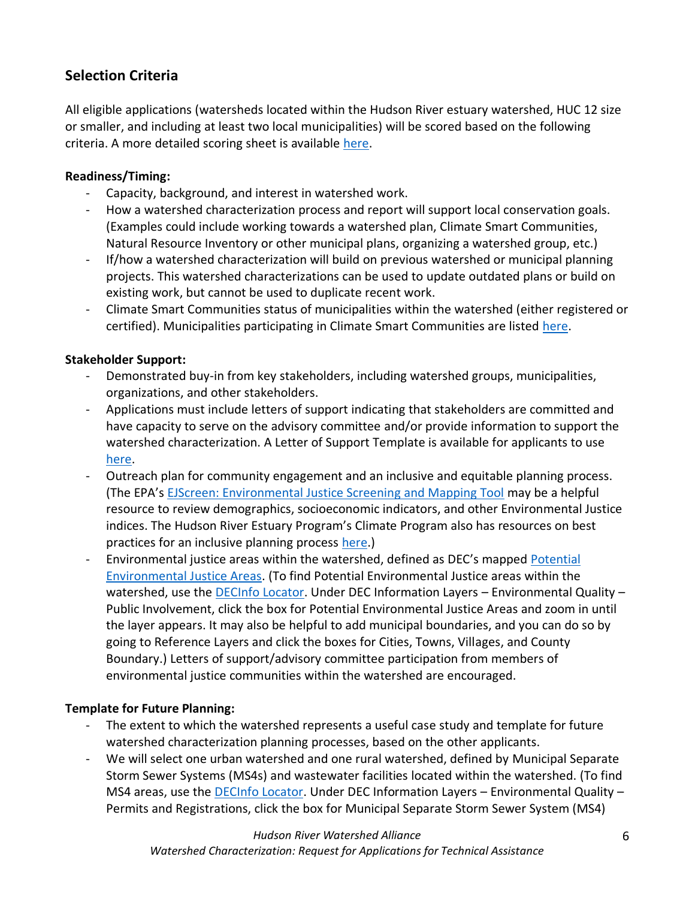## Selection Criteria

All eligible applications (watersheds located within the Hudson River estuary watershed, HUC 12 size or smaller, and including at least two local municipalities) will be scored based on the following criteria. A more detailed scoring sheet is available here.

**Readiness/Timing:**

- Capacity, background, and interest in watershed work.
- How a watershed characterization process and report will support local conservation goals. (Examples could include working towards a watershed plan, Climate Smart Communities, Natural Resource Inventory or other municipal plans, organizing a watershed group, etc.)
- If/how a watershed characterization will build on previous watershed or municipal planning projects. This watershed characterizations can be used to update outdated plans or build on existing work, but cannot be used to duplicate recent work.
- Climate Smart Communities status of municipalities within the watershed (either registered or certified). Municipalities participating in Climate Smart Communities are listed here.

**Stakeholder Support:**

- Demonstrated buy-in from key stakeholders, including watershed groups, municipalities, organizations, and other stakeholders.
- Applications must include letters of support indicating that stakeholders are committed and have capacity to serve on the advisory committee and/or provide information to support the watershed characterization. A Letter of Support Template is available for applicants to use here.
- Outreach plan for community engagement and an inclusive and equitable planning process. (The EPA's EJScreen: Environmental Justice Screening and Mapping Tool may be a helpful resource to review demographics, socioeconomic indicators, and other Environmental Justice indices. The Hudson River Estuary Program's Climate Program also has resources on best practices for an inclusive planning process here.)
- Environmental justice areas within the watershed, defined as DEC's mapped Potential Environmental Justice Areas. (To find Potential Environmental Justice areas within the watershed, use the DECInfo Locator. Under DEC Information Layers – Environmental Quality – Public Involvement, click the box for Potential Environmental Justice Areas and zoom in until the layer appears. It may also be helpful to add municipal boundaries, and you can do so by going to Reference Layers and click the boxes for Cities, Towns, Villages, and County Boundary.) Letters of support/advisory committee participation from members of environmental justice communities within the watershed are encouraged.

**Template for Future Planning:**

- The extent to which the watershed represents a useful case study and template for future watershed characterization planning processes, based on the other applicants.
- We will select one urban watershed and one rural watershed, defined by Municipal Separate Storm Sewer Systems (MS4s) and wastewater facilities located within the watershed. (To find MS4 areas, use the DECInfo Locator. Under DEC Information Layers – Environmental Quality – Permits and Registrations, click the box for Municipal Separate Storm Sewer System (MS4)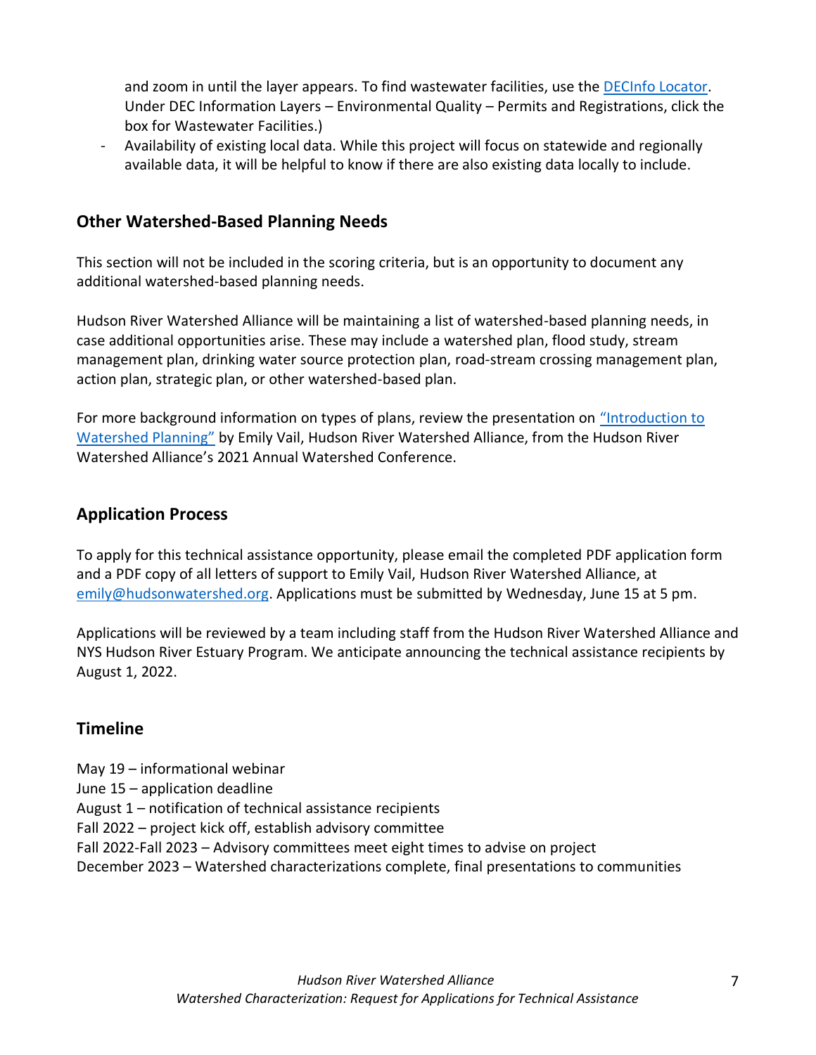and zoom in until the layer appears. To find wastewater facilities, use the [DECInfo Locator](). Under DEC Information Layers – Environmental Quality – Permits and Registrations, click the box for Wastewater Facilities.)

- Availability of existing local data. While this project will focus on statewide and regionally available data, it will be helpful to know if there are also existing data locally to include.

## Other Watershed-Based Planning Needs

This section will not be included in the scoring criteria, but is an opportunity to document any additional watershed-based planning needs.

Hudson River Watershed Alliance will be maintaining a list of watershed-based planning needs, in case additional opportunities arise. These may include a watershed plan, flood study, stream management plan, drinking water source protection plan, road-stream crossing management plan, action plan, strategic plan, or other watershed-based plan.

For more background information on types of plans, review the presentation on "Introduction to Watershed Planning" by Emily Vail, Hudson River Watershed Alliance, from the Hudson River Watershed Alliance's 2021 Annual Watershed Conference.

## Application Process

To apply for this technical assistance opportunity, please email the completed PDF application form and a PDF copy of all letters of support to Emily Vail, Hudson River Watershed Alliance, at emily@hudsonwatershed.org. Applications must be submitted by Wednesday, June 15 at 5 pm.

Applications will be reviewed by a team including staff from the Hudson River Watershed Alliance and NYS Hudson River Estuary Program. We anticipate announcing the technical assistance recipients by August 1, 2022.

## Timeline

May 19 – informational webinar
June 15 – application deadline
August 1 – notification of technical assistance recipients
Fall 2022 – project kick off, establish advisory committee
Fall 2022-Fall 2023 – Advisory committees meet eight times to advise on project
December 2023 – Watershed characterizations complete, final presentations to communities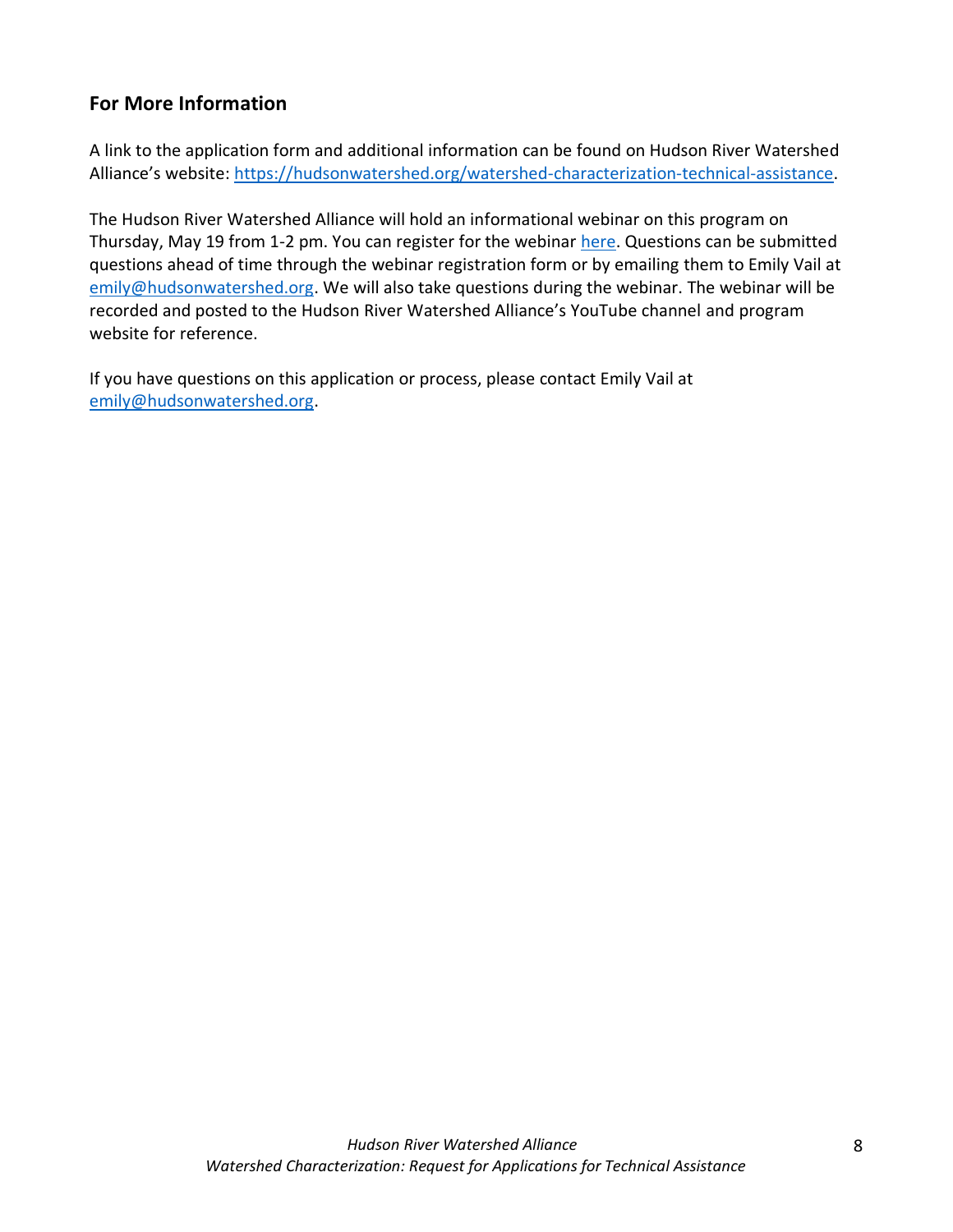## For More Information

A link to the application form and additional information can be found on Hudson River Watershed Alliance's website: https://hudsonwatershed.org/watershed-characterization-technical-assistance.

The Hudson River Watershed Alliance will hold an informational webinar on this program on Thursday, May 19 from 1-2 pm. You can register for the webinar here. Questions can be submitted questions ahead of time through the webinar registration form or by emailing them to Emily Vail at emily@hudsonwatershed.org. We will also take questions during the webinar. The webinar will be recorded and posted to the Hudson River Watershed Alliance's YouTube channel and program website for reference.

If you have questions on this application or process, please contact Emily Vail at emily@hudsonwatershed.org.